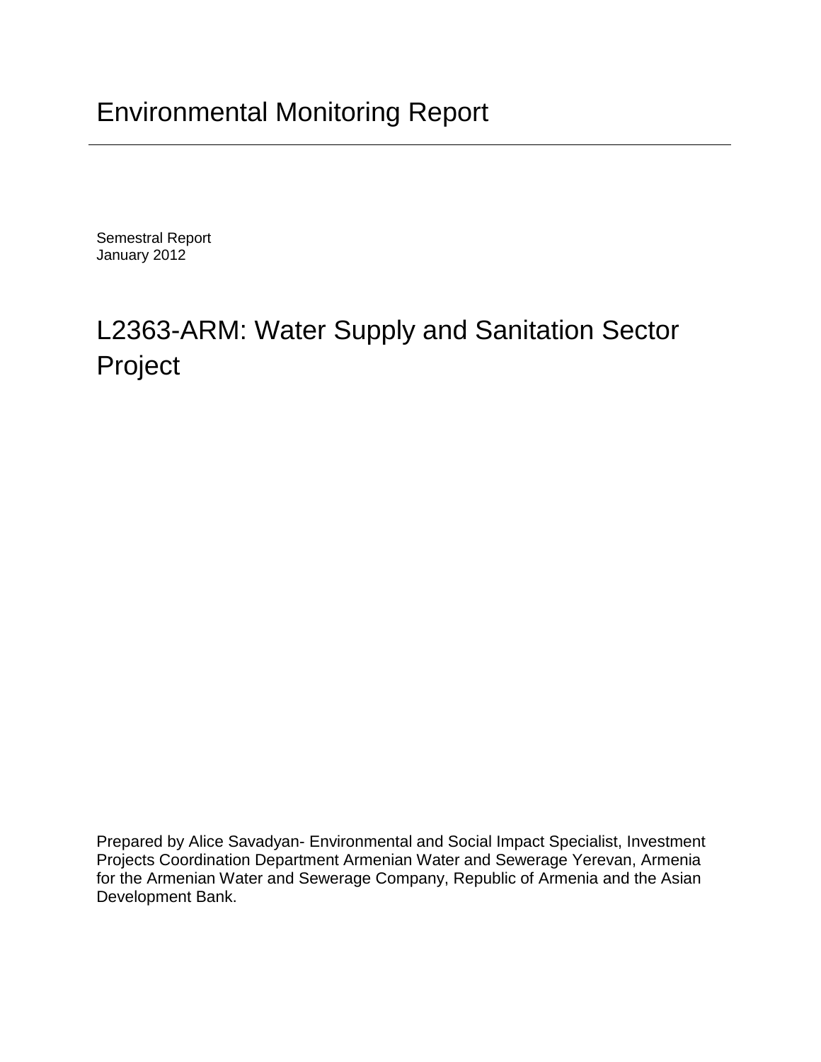# Environmental Monitoring Report

Semestral Report
January 2012

# L2363-ARM: Water Supply and Sanitation Sector Project

Prepared by Alice Savadyan- Environmental and Social Impact Specialist, Investment Projects Coordination Department Armenian Water and Sewerage Yerevan, Armenia for the Armenian Water and Sewerage Company, Republic of Armenia and the Asian Development Bank.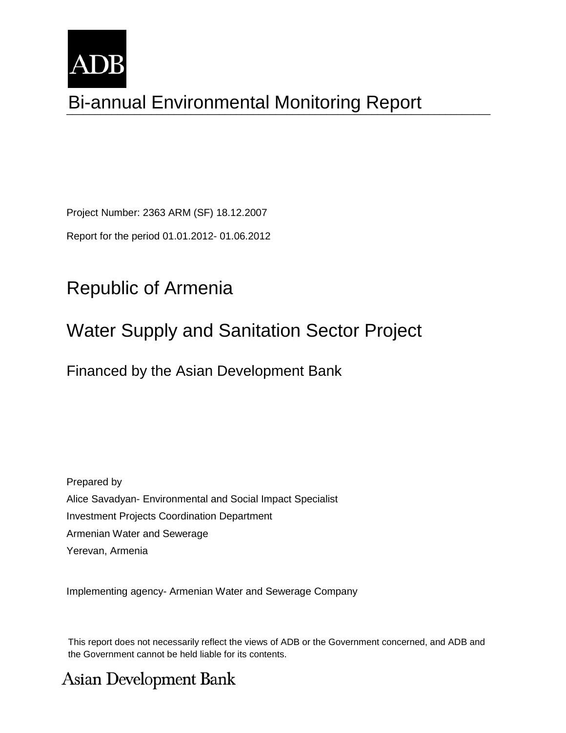ADB

# Bi-annual Environmental Monitoring Report

Project Number: 2363 ARM (SF) 18.12.2007

Report for the period 01.01.2012- 01.06.2012

## Republic of Armenia

## Water Supply and Sanitation Sector Project

### Financed by the Asian Development Bank

Prepared by

Alice Savadyan- Environmental and Social Impact Specialist

Investment Projects Coordination Department

Armenian Water and Sewerage

Yerevan, Armenia

Implementing agency- Armenian Water and Sewerage Company

This report does not necessarily reflect the views of ADB or the Government concerned, and ADB and the Government cannot be held liable for its contents.

Asian Development Bank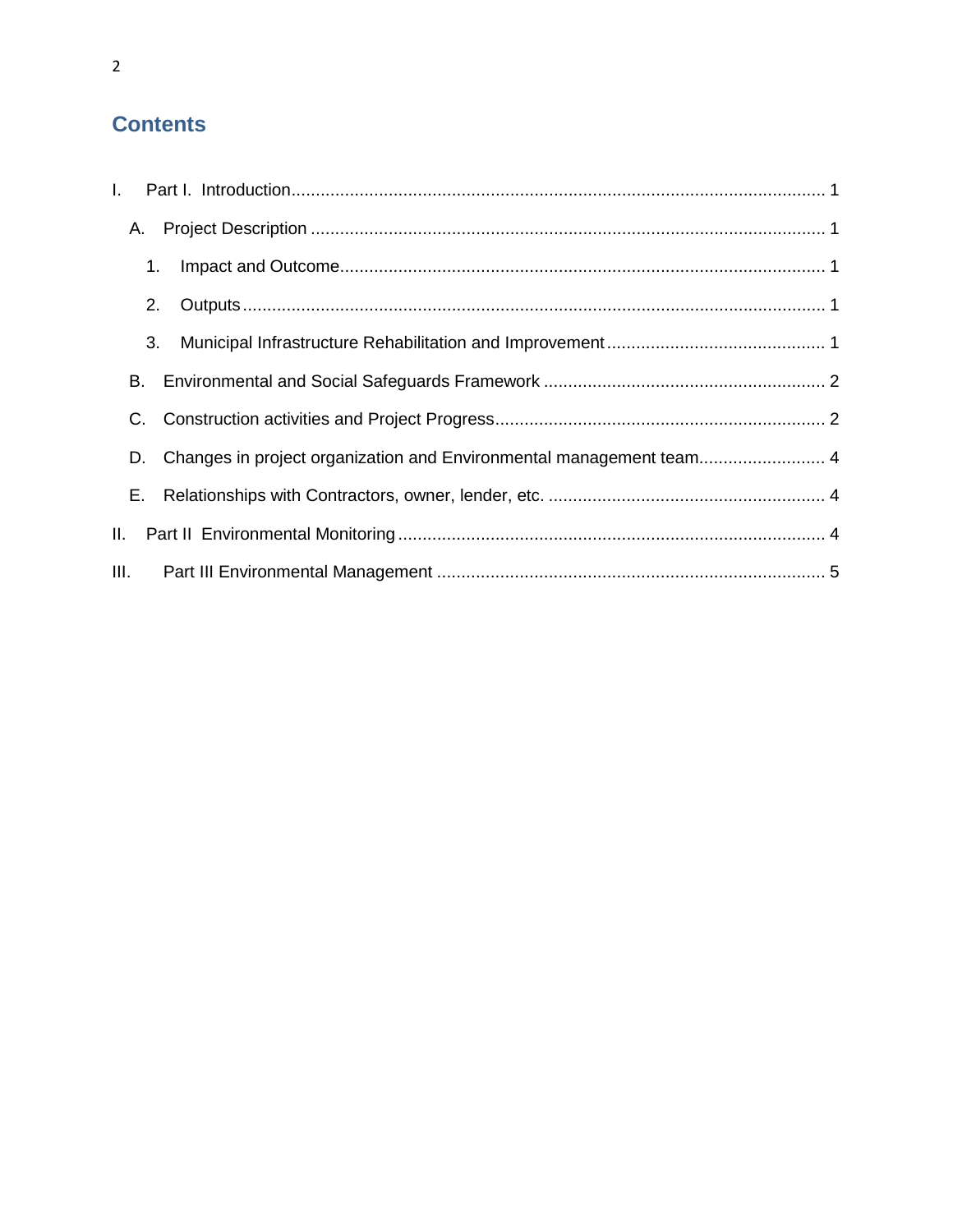# Contents

I. Part I. Introduction .......... 1

  A. Project Description .......... 1

    1. Impact and Outcome .......... 1

    2. Outputs .......... 1

    3. Municipal Infrastructure Rehabilitation and Improvement .......... 1

  B. Environmental and Social Safeguards Framework .......... 2

  C. Construction activities and Project Progress .......... 2

  D. Changes in project organization and Environmental management team .......... 4

  E. Relationships with Contractors, owner, lender, etc. .......... 4

II. Part II Environmental Monitoring .......... 4

III. Part III Environmental Management .......... 5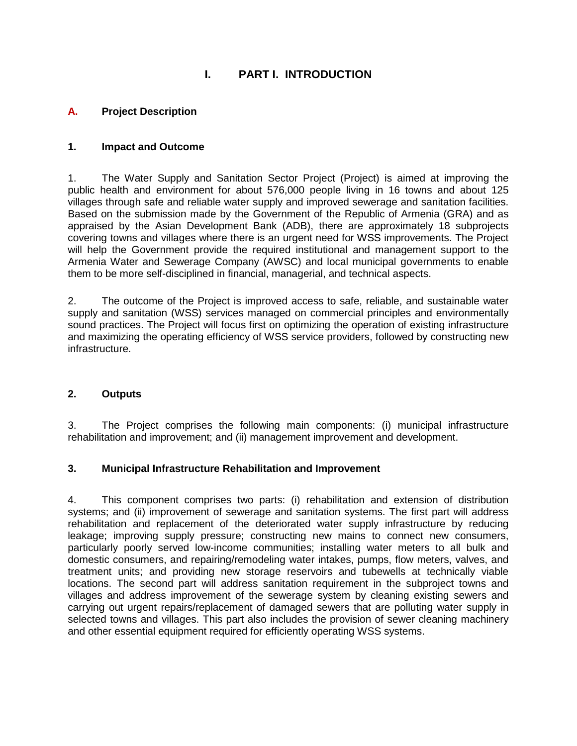# I. PART I. INTRODUCTION

## A. Project Description

### 1. Impact and Outcome

1. The Water Supply and Sanitation Sector Project (Project) is aimed at improving the public health and environment for about 576,000 people living in 16 towns and about 125 villages through safe and reliable water supply and improved sewerage and sanitation facilities. Based on the submission made by the Government of the Republic of Armenia (GRA) and as appraised by the Asian Development Bank (ADB), there are approximately 18 subprojects covering towns and villages where there is an urgent need for WSS improvements. The Project will help the Government provide the required institutional and management support to the Armenia Water and Sewerage Company (AWSC) and local municipal governments to enable them to be more self-disciplined in financial, managerial, and technical aspects.

2. The outcome of the Project is improved access to safe, reliable, and sustainable water supply and sanitation (WSS) services managed on commercial principles and environmentally sound practices. The Project will focus first on optimizing the operation of existing infrastructure and maximizing the operating efficiency of WSS service providers, followed by constructing new infrastructure.

### 2. Outputs

3. The Project comprises the following main components: (i) municipal infrastructure rehabilitation and improvement; and (ii) management improvement and development.

### 3. Municipal Infrastructure Rehabilitation and Improvement

4. This component comprises two parts: (i) rehabilitation and extension of distribution systems; and (ii) improvement of sewerage and sanitation systems. The first part will address rehabilitation and replacement of the deteriorated water supply infrastructure by reducing leakage; improving supply pressure; constructing new mains to connect new consumers, particularly poorly served low-income communities; installing water meters to all bulk and domestic consumers, and repairing/remodeling water intakes, pumps, flow meters, valves, and treatment units; and providing new storage reservoirs and tubewells at technically viable locations. The second part will address sanitation requirement in the subproject towns and villages and address improvement of the sewerage system by cleaning existing sewers and carrying out urgent repairs/replacement of damaged sewers that are polluting water supply in selected towns and villages. This part also includes the provision of sewer cleaning machinery and other essential equipment required for efficiently operating WSS systems.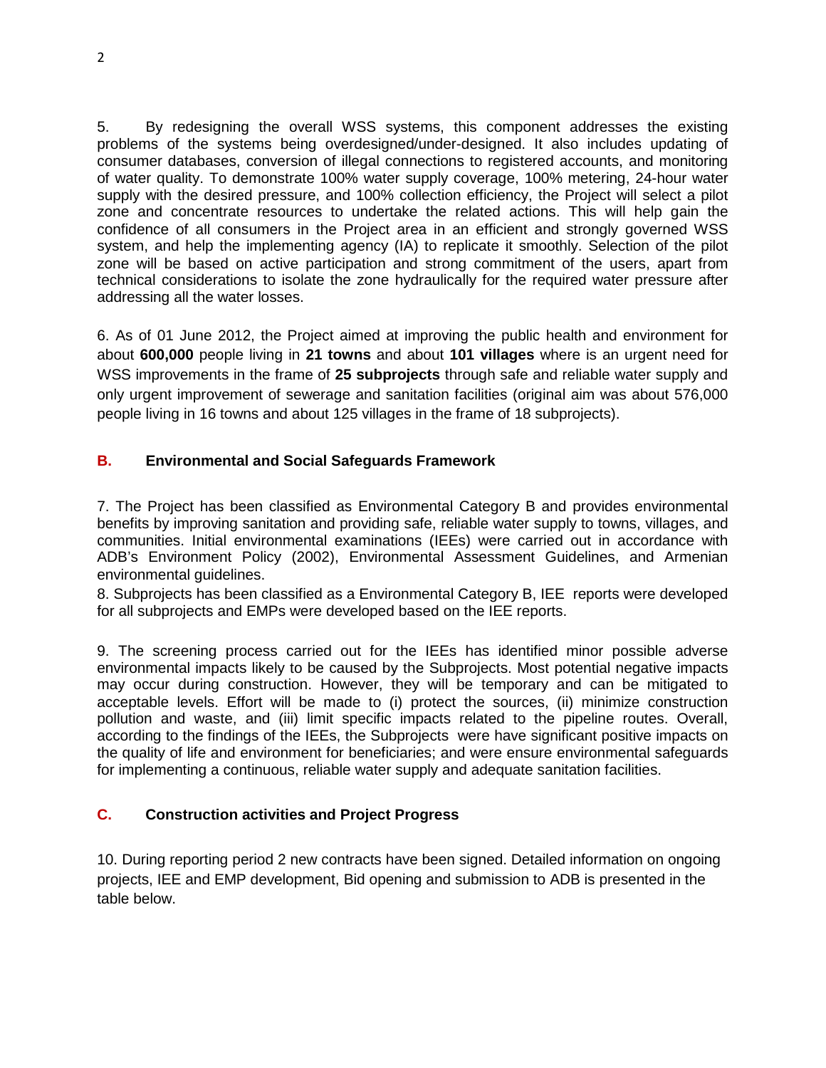5. By redesigning the overall WSS systems, this component addresses the existing problems of the systems being overdesigned/under-designed. It also includes updating of consumer databases, conversion of illegal connections to registered accounts, and monitoring of water quality. To demonstrate 100% water supply coverage, 100% metering, 24-hour water supply with the desired pressure, and 100% collection efficiency, the Project will select a pilot zone and concentrate resources to undertake the related actions. This will help gain the confidence of all consumers in the Project area in an efficient and strongly governed WSS system, and help the implementing agency (IA) to replicate it smoothly. Selection of the pilot zone will be based on active participation and strong commitment of the users, apart from technical considerations to isolate the zone hydraulically for the required water pressure after addressing all the water losses.

6. As of 01 June 2012, the Project aimed at improving the public health and environment for about **600,000** people living in **21 towns** and about **101 villages** where is an urgent need for WSS improvements in the frame of **25 subprojects** through safe and reliable water supply and only urgent improvement of sewerage and sanitation facilities (original aim was about 576,000 people living in 16 towns and about 125 villages in the frame of 18 subprojects).

## B. Environmental and Social Safeguards Framework

7. The Project has been classified as Environmental Category B and provides environmental benefits by improving sanitation and providing safe, reliable water supply to towns, villages, and communities. Initial environmental examinations (IEEs) were carried out in accordance with ADB's Environment Policy (2002), Environmental Assessment Guidelines, and Armenian environmental guidelines.

8. Subprojects has been classified as a Environmental Category B, IEE reports were developed for all subprojects and EMPs were developed based on the IEE reports.

9. The screening process carried out for the IEEs has identified minor possible adverse environmental impacts likely to be caused by the Subprojects. Most potential negative impacts may occur during construction. However, they will be temporary and can be mitigated to acceptable levels. Effort will be made to (i) protect the sources, (ii) minimize construction pollution and waste, and (iii) limit specific impacts related to the pipeline routes. Overall, according to the findings of the IEEs, the Subprojects were have significant positive impacts on the quality of life and environment for beneficiaries; and were ensure environmental safeguards for implementing a continuous, reliable water supply and adequate sanitation facilities.

## C. Construction activities and Project Progress

10. During reporting period 2 new contracts have been signed. Detailed information on ongoing projects, IEE and EMP development, Bid opening and submission to ADB is presented in the table below.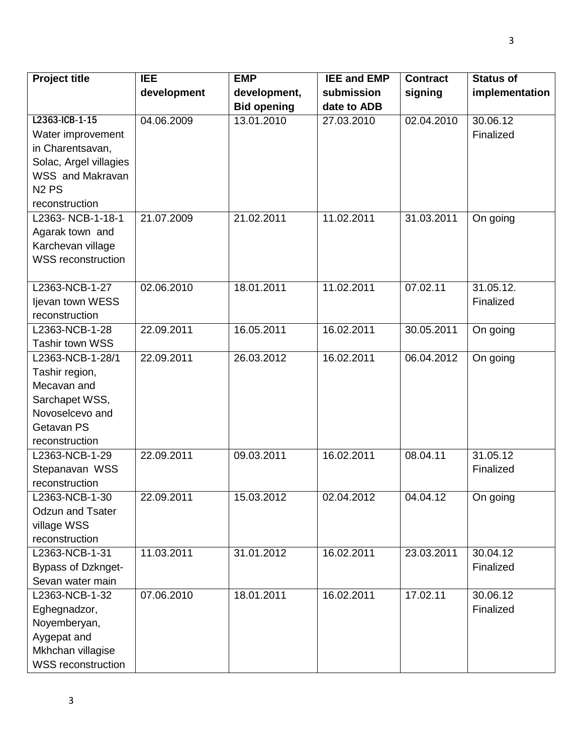| Project title | IEE development | EMP development, Bid opening | IEE and EMP submission date to ADB | Contract signing | Status of implementation |
|---|---|---|---|---|---|
| L2363-ICB-1-15 Water improvement in Charentsavan, Solac, Argel villagies WSS and Makravan N2 PS reconstruction | 04.06.2009 | 13.01.2010 | 27.03.2010 | 02.04.2010 | 30.06.12 Finalized |
| L2363- NCB-1-18-1 Agarak town and Karchevan village WSS reconstruction | 21.07.2009 | 21.02.2011 | 11.02.2011 | 31.03.2011 | On going |
| L2363-NCB-1-27 Ijevan town WESS reconstruction | 02.06.2010 | 18.01.2011 | 11.02.2011 | 07.02.11 | 31.05.12. Finalized |
| L2363-NCB-1-28 Tashir town WSS | 22.09.2011 | 16.05.2011 | 16.02.2011 | 30.05.2011 | On going |
| L2363-NCB-1-28/1 Tashir region, Mecavan and Sarchapet WSS, Novoselcevo and Getavan PS reconstruction | 22.09.2011 | 26.03.2012 | 16.02.2011 | 06.04.2012 | On going |
| L2363-NCB-1-29 Stepanavan WSS reconstruction | 22.09.2011 | 09.03.2011 | 16.02.2011 | 08.04.11 | 31.05.12 Finalized |
| L2363-NCB-1-30 Odzun and Tsater village WSS reconstruction | 22.09.2011 | 15.03.2012 | 02.04.2012 | 04.04.12 | On going |
| L2363-NCB-1-31 Bypass of Dzknget-Sevan water main | 11.03.2011 | 31.01.2012 | 16.02.2011 | 23.03.2011 | 30.04.12 Finalized |
| L2363-NCB-1-32 Eghegnadzor, Noyemberyan, Aygepat and Mkhchan villagise WSS reconstruction | 07.06.2010 | 18.01.2011 | 16.02.2011 | 17.02.11 | 30.06.12 Finalized |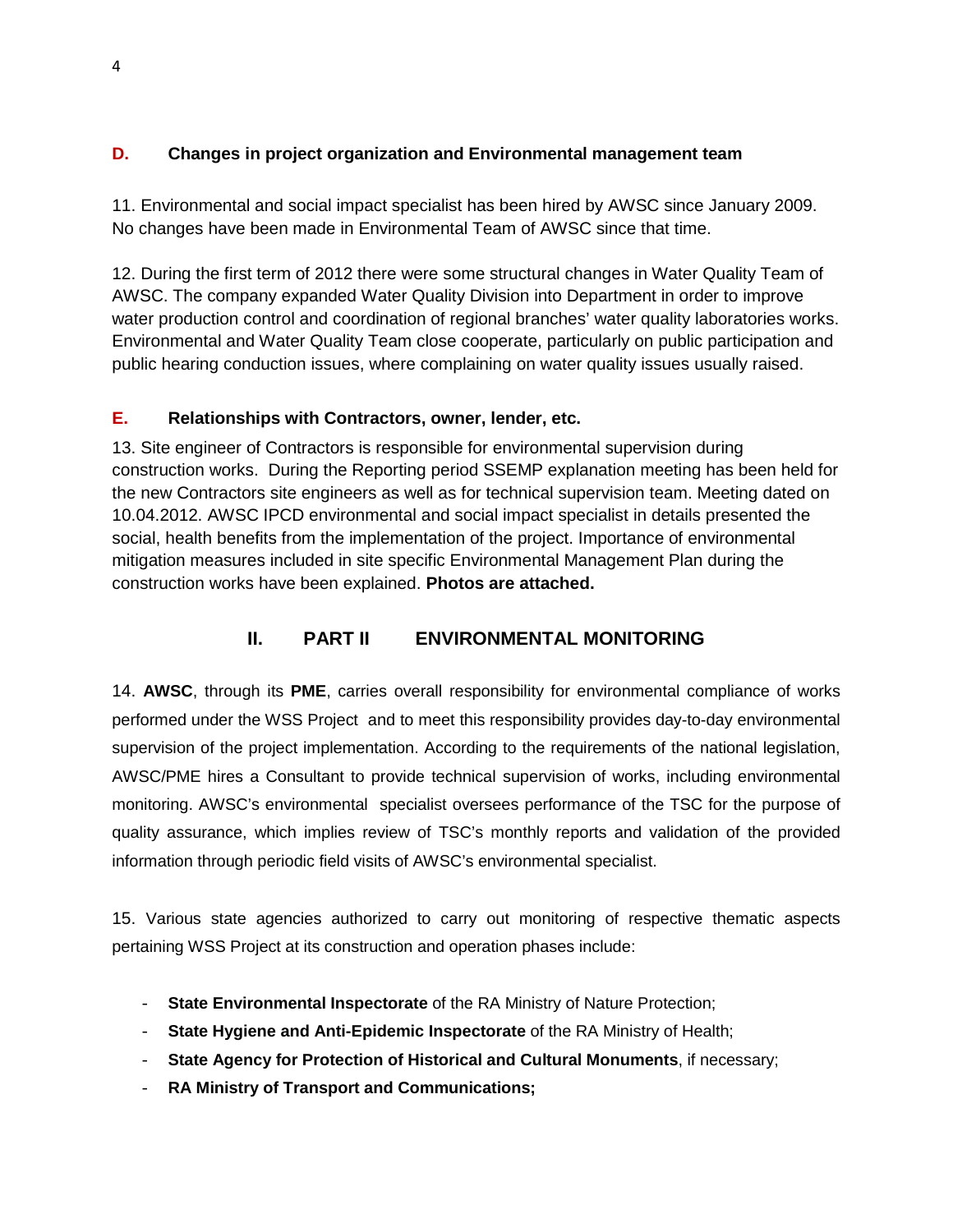## D. Changes in project organization and Environmental management team

11. Environmental and social impact specialist has been hired by AWSC since January 2009. No changes have been made in Environmental Team of AWSC since that time.

12. During the first term of 2012 there were some structural changes in Water Quality Team of AWSC. The company expanded Water Quality Division into Department in order to improve water production control and coordination of regional branches' water quality laboratories works. Environmental and Water Quality Team close cooperate, particularly on public participation and public hearing conduction issues, where complaining on water quality issues usually raised.

## E. Relationships with Contractors, owner, lender, etc.

13. Site engineer of Contractors is responsible for environmental supervision during construction works. During the Reporting period SSEMP explanation meeting has been held for the new Contractors site engineers as well as for technical supervision team. Meeting dated on 10.04.2012. AWSC IPCD environmental and social impact specialist in details presented the social, health benefits from the implementation of the project. Importance of environmental mitigation measures included in site specific Environmental Management Plan during the construction works have been explained. **Photos are attached.**

# II. PART II ENVIRONMENTAL MONITORING

14. **AWSC**, through its **PME**, carries overall responsibility for environmental compliance of works performed under the WSS Project and to meet this responsibility provides day-to-day environmental supervision of the project implementation. According to the requirements of the national legislation, AWSC/PME hires a Consultant to provide technical supervision of works, including environmental monitoring. AWSC's environmental specialist oversees performance of the TSC for the purpose of quality assurance, which implies review of TSC's monthly reports and validation of the provided information through periodic field visits of AWSC's environmental specialist.

15. Various state agencies authorized to carry out monitoring of respective thematic aspects pertaining WSS Project at its construction and operation phases include:

- **State Environmental Inspectorate** of the RA Ministry of Nature Protection;
- **State Hygiene and Anti-Epidemic Inspectorate** of the RA Ministry of Health;
- **State Agency for Protection of Historical and Cultural Monuments**, if necessary;
- **RA Ministry of Transport and Communications;**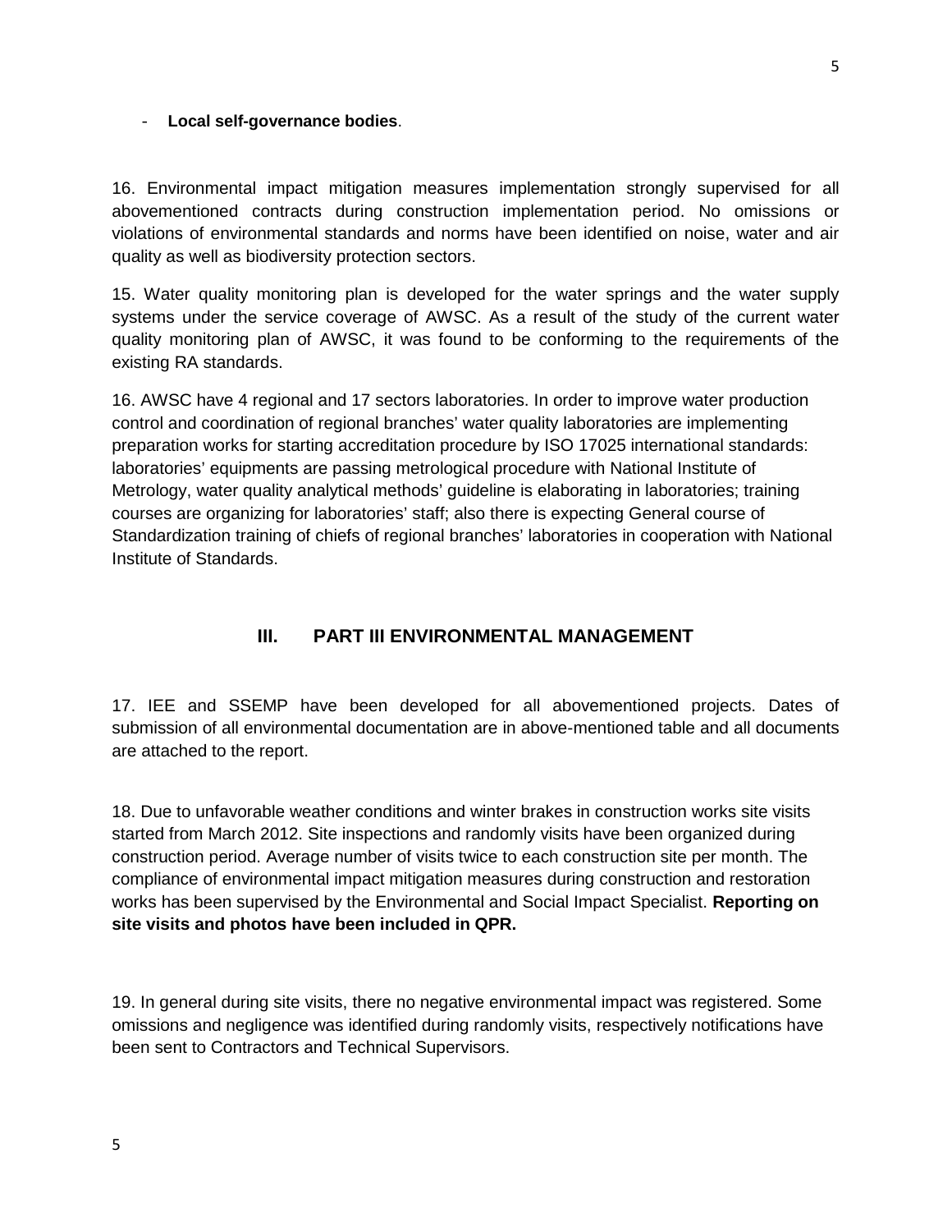- **Local self-governance bodies**.

16. Environmental impact mitigation measures implementation strongly supervised for all abovementioned contracts during construction implementation period. No omissions or violations of environmental standards and norms have been identified on noise, water and air quality as well as biodiversity protection sectors.

15. Water quality monitoring plan is developed for the water springs and the water supply systems under the service coverage of AWSC. As a result of the study of the current water quality monitoring plan of AWSC, it was found to be conforming to the requirements of the existing RA standards.

16. AWSC have 4 regional and 17 sectors laboratories. In order to improve water production control and coordination of regional branches' water quality laboratories are implementing preparation works for starting accreditation procedure by ISO 17025 international standards: laboratories' equipments are passing metrological procedure with National Institute of Metrology, water quality analytical methods' guideline is elaborating in laboratories; training courses are organizing for laboratories' staff; also there is expecting General course of Standardization training of chiefs of regional branches' laboratories in cooperation with National Institute of Standards.

## III. PART III ENVIRONMENTAL MANAGEMENT

17. IEE and SSEMP have been developed for all abovementioned projects. Dates of submission of all environmental documentation are in above-mentioned table and all documents are attached to the report.

18. Due to unfavorable weather conditions and winter brakes in construction works site visits started from March 2012. Site inspections and randomly visits have been organized during construction period. Average number of visits twice to each construction site per month. The compliance of environmental impact mitigation measures during construction and restoration works has been supervised by the Environmental and Social Impact Specialist. **Reporting on site visits and photos have been included in QPR.**

19. In general during site visits, there no negative environmental impact was registered. Some omissions and negligence was identified during randomly visits, respectively notifications have been sent to Contractors and Technical Supervisors.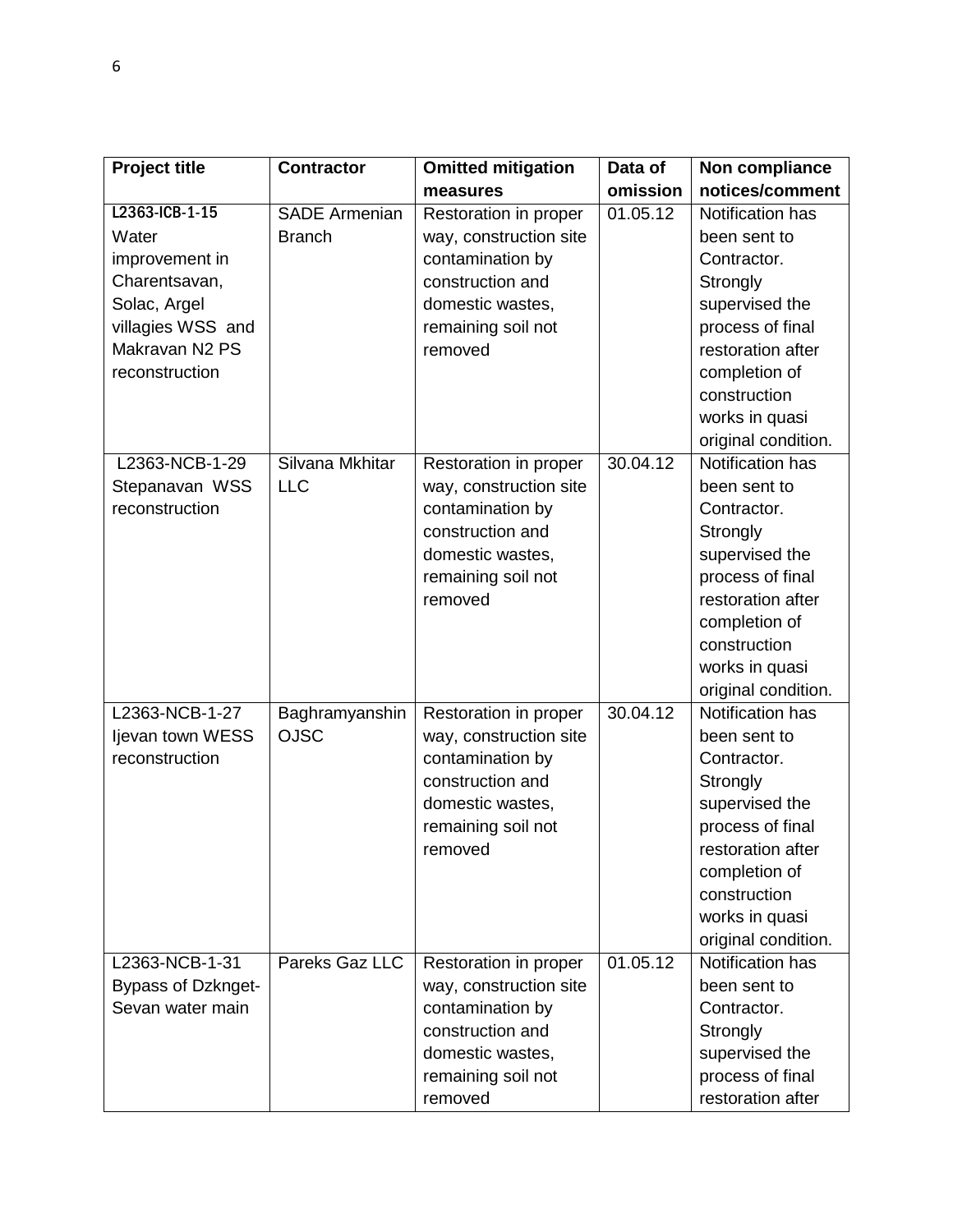| Project title | Contractor | Omitted mitigation measures | Data of omission | Non compliance notices/comment |
|---|---|---|---|---|
| L2363-ICB-1-15 Water improvement in Charentsavan, Solac, Argel villagies WSS and Makravan N2 PS reconstruction | SADE Armenian Branch | Restoration in proper way, construction site contamination by construction and domestic wastes, remaining soil not removed | 01.05.12 | Notification has been sent to Contractor. Strongly supervised the process of final restoration after completion of construction works in quasi original condition. |
| L2363-NCB-1-29 Stepanavan WSS reconstruction | Silvana Mkhitar LLC | Restoration in proper way, construction site contamination by construction and domestic wastes, remaining soil not removed | 30.04.12 | Notification has been sent to Contractor. Strongly supervised the process of final restoration after completion of construction works in quasi original condition. |
| L2363-NCB-1-27 Ijevan town WESS reconstruction | Baghramyanshin OJSC | Restoration in proper way, construction site contamination by construction and domestic wastes, remaining soil not removed | 30.04.12 | Notification has been sent to Contractor. Strongly supervised the process of final restoration after completion of construction works in quasi original condition. |
| L2363-NCB-1-31 Bypass of Dzknget-Sevan water main | Pareks Gaz LLC | Restoration in proper way, construction site contamination by construction and domestic wastes, remaining soil not removed | 01.05.12 | Notification has been sent to Contractor. Strongly supervised the process of final restoration after |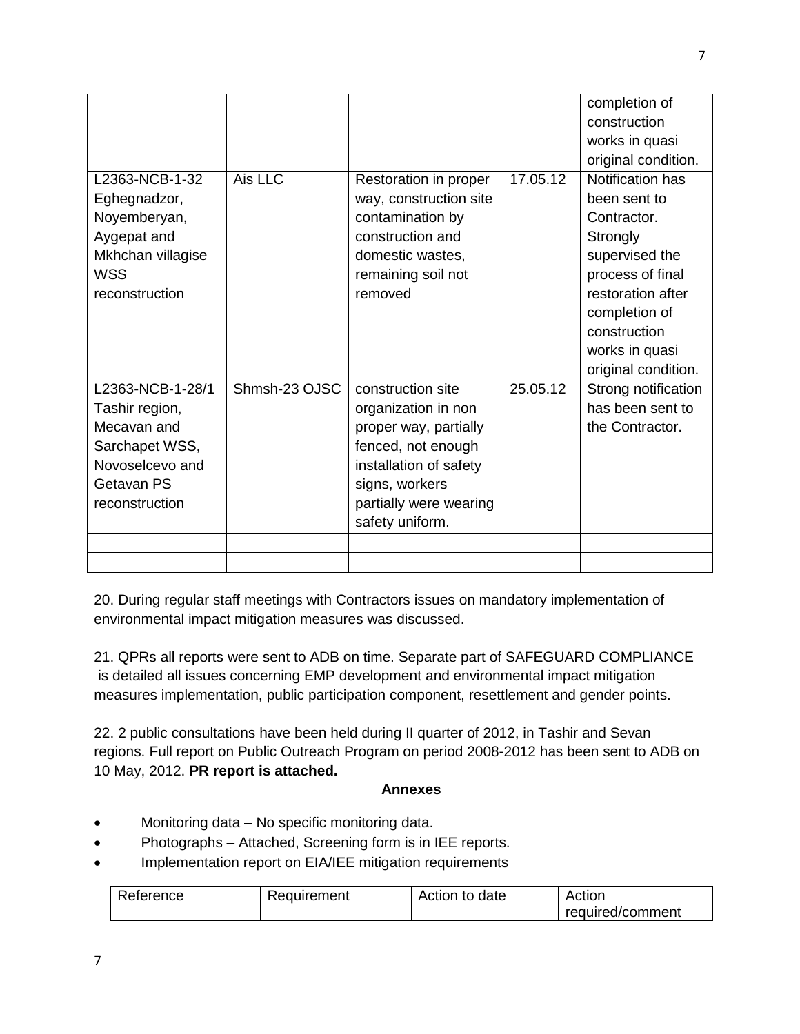| | | | | |
|---|---|---|---|---|
| | | | | completion of construction works in quasi original condition. |
| L2363-NCB-1-32 Eghegnadzor, Noyemberyan, Aygepat and Mkhchan villagise WSS reconstruction | Ais LLC | Restoration in proper way, construction site contamination by construction and domestic wastes, remaining soil not removed | 17.05.12 | Notification has been sent to Contractor. Strongly supervised the process of final restoration after completion of construction works in quasi original condition. |
| L2363-NCB-1-28/1 Tashir region, Mecavan and Sarchapet WSS, Novoselcevo and Getavan PS reconstruction | Shmsh-23 OJSC | construction site organization in non proper way, partially fenced, not enough installation of safety signs, workers partially were wearing safety uniform. | 25.05.12 | Strong notification has been sent to the Contractor. |
| | | | | |
| | | | | |

20. During regular staff meetings with Contractors issues on mandatory implementation of environmental impact mitigation measures was discussed.

21. QPRs all reports were sent to ADB on time. Separate part of SAFEGUARD COMPLIANCE is detailed all issues concerning EMP development and environmental impact mitigation measures implementation, public participation component, resettlement and gender points.

22. 2 public consultations have been held during II quarter of 2012, in Tashir and Sevan regions. Full report on Public Outreach Program on period 2008-2012 has been sent to ADB on 10 May, 2012. **PR report is attached.**

**Annexes**

- Monitoring data – No specific monitoring data.
- Photographs – Attached, Screening form is in IEE reports.
- Implementation report on EIA/IEE mitigation requirements

| Reference | Requirement | Action to date | Action required/comment |
|---|---|---|---|